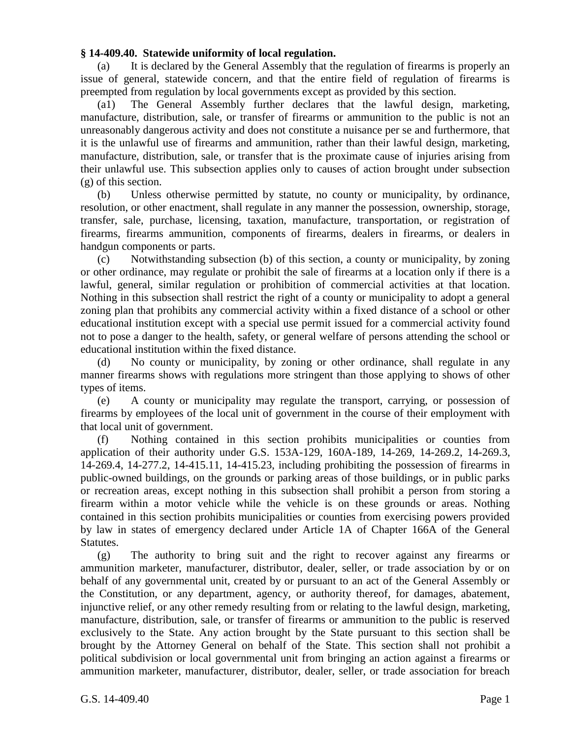**§ 14-409.40. Statewide uniformity of local regulation.**

(a) It is declared by the General Assembly that the regulation of firearms is properly an issue of general, statewide concern, and that the entire field of regulation of firearms is preempted from regulation by local governments except as provided by this section.

(a1) The General Assembly further declares that the lawful design, marketing, manufacture, distribution, sale, or transfer of firearms or ammunition to the public is not an unreasonably dangerous activity and does not constitute a nuisance per se and furthermore, that it is the unlawful use of firearms and ammunition, rather than their lawful design, marketing, manufacture, distribution, sale, or transfer that is the proximate cause of injuries arising from their unlawful use. This subsection applies only to causes of action brought under subsection (g) of this section.

(b) Unless otherwise permitted by statute, no county or municipality, by ordinance, resolution, or other enactment, shall regulate in any manner the possession, ownership, storage, transfer, sale, purchase, licensing, taxation, manufacture, transportation, or registration of firearms, firearms ammunition, components of firearms, dealers in firearms, or dealers in handgun components or parts.

(c) Notwithstanding subsection (b) of this section, a county or municipality, by zoning or other ordinance, may regulate or prohibit the sale of firearms at a location only if there is a lawful, general, similar regulation or prohibition of commercial activities at that location. Nothing in this subsection shall restrict the right of a county or municipality to adopt a general zoning plan that prohibits any commercial activity within a fixed distance of a school or other educational institution except with a special use permit issued for a commercial activity found not to pose a danger to the health, safety, or general welfare of persons attending the school or educational institution within the fixed distance.

(d) No county or municipality, by zoning or other ordinance, shall regulate in any manner firearms shows with regulations more stringent than those applying to shows of other types of items.

(e) A county or municipality may regulate the transport, carrying, or possession of firearms by employees of the local unit of government in the course of their employment with that local unit of government.

(f) Nothing contained in this section prohibits municipalities or counties from application of their authority under G.S. 153A-129, 160A-189, 14-269, 14-269.2, 14-269.3, 14-269.4, 14-277.2, 14-415.11, 14-415.23, including prohibiting the possession of firearms in public-owned buildings, on the grounds or parking areas of those buildings, or in public parks or recreation areas, except nothing in this subsection shall prohibit a person from storing a firearm within a motor vehicle while the vehicle is on these grounds or areas. Nothing contained in this section prohibits municipalities or counties from exercising powers provided by law in states of emergency declared under Article 1A of Chapter 166A of the General Statutes.

(g) The authority to bring suit and the right to recover against any firearms or ammunition marketer, manufacturer, distributor, dealer, seller, or trade association by or on behalf of any governmental unit, created by or pursuant to an act of the General Assembly or the Constitution, or any department, agency, or authority thereof, for damages, abatement, injunctive relief, or any other remedy resulting from or relating to the lawful design, marketing, manufacture, distribution, sale, or transfer of firearms or ammunition to the public is reserved exclusively to the State. Any action brought by the State pursuant to this section shall be brought by the Attorney General on behalf of the State. This section shall not prohibit a political subdivision or local governmental unit from bringing an action against a firearms or ammunition marketer, manufacturer, distributor, dealer, seller, or trade association for breach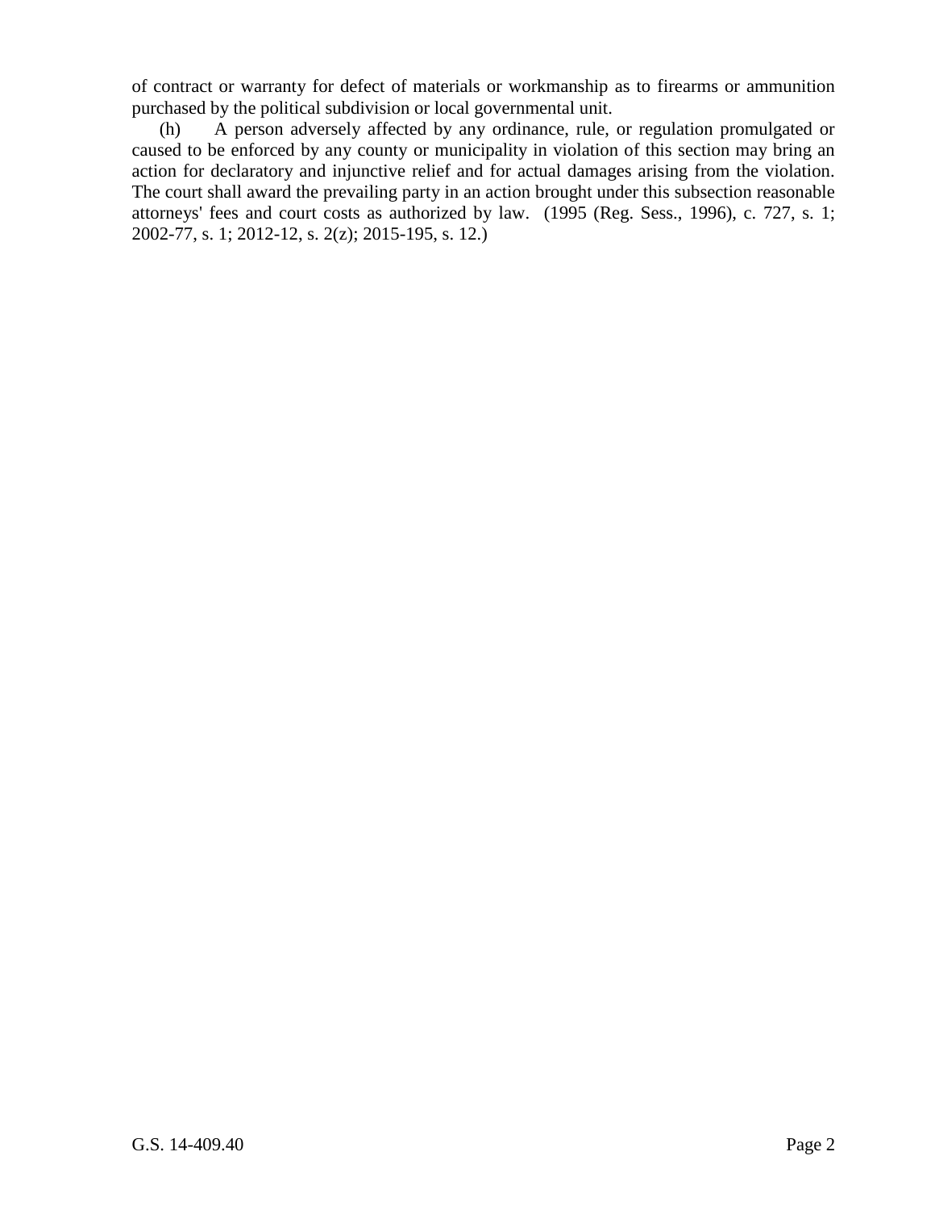of contract or warranty for defect of materials or workmanship as to firearms or ammunition purchased by the political subdivision or local governmental unit.

(h) A person adversely affected by any ordinance, rule, or regulation promulgated or caused to be enforced by any county or municipality in violation of this section may bring an action for declaratory and injunctive relief and for actual damages arising from the violation. The court shall award the prevailing party in an action brought under this subsection reasonable attorneys' fees and court costs as authorized by law. (1995 (Reg. Sess., 1996), c. 727, s. 1; 2002-77, s. 1; 2012-12, s. 2(z); 2015-195, s. 12.)